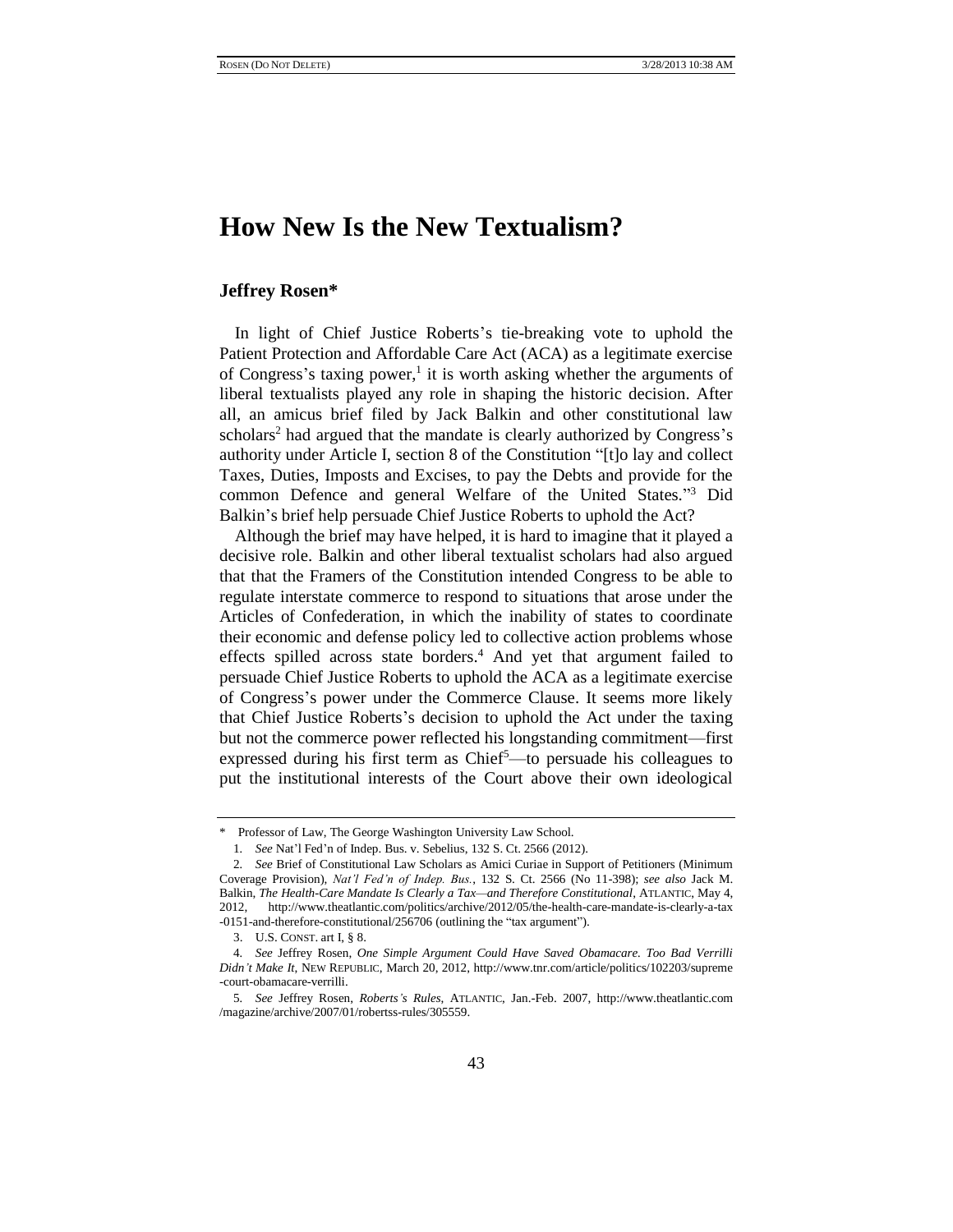# How New Is the New Textualism?

**Jeffrey Rosen***

In light of Chief Justice Roberts's tie-breaking vote to uphold the Patient Protection and Affordable Care Act (ACA) as a legitimate exercise of Congress's taxing power,[1] it is worth asking whether the arguments of liberal textualists played any role in shaping the historic decision. After all, an amicus brief filed by Jack Balkin and other constitutional law scholars[2] had argued that the mandate is clearly authorized by Congress's authority under Article I, section 8 of the Constitution "[t]o lay and collect Taxes, Duties, Imposts and Excises, to pay the Debts and provide for the common Defence and general Welfare of the United States."[3] Did Balkin's brief help persuade Chief Justice Roberts to uphold the Act?

Although the brief may have helped, it is hard to imagine that it played a decisive role. Balkin and other liberal textualist scholars had also argued that that the Framers of the Constitution intended Congress to be able to regulate interstate commerce to respond to situations that arose under the Articles of Confederation, in which the inability of states to coordinate their economic and defense policy led to collective action problems whose effects spilled across state borders.[4] And yet that argument failed to persuade Chief Justice Roberts to uphold the ACA as a legitimate exercise of Congress's power under the Commerce Clause. It seems more likely that Chief Justice Roberts's decision to uphold the Act under the taxing but not the commerce power reflected his longstanding commitment—first expressed during his first term as Chief[5]—to persuade his colleagues to put the institutional interests of the Court above their own ideological

---

\* Professor of Law, The George Washington University Law School.

1. *See* Nat'l Fed'n of Indep. Bus. v. Sebelius, 132 S. Ct. 2566 (2012).

2. *See* Brief of Constitutional Law Scholars as Amici Curiae in Support of Petitioners (Minimum Coverage Provision), *Nat'l Fed'n of Indep. Bus.*, 132 S. Ct. 2566 (No 11-398); *see also* Jack M. Balkin, *The Health-Care Mandate Is Clearly a Tax—and Therefore Constitutional*, ATLANTIC, May 4, 2012, http://www.theatlantic.com/politics/archive/2012/05/the-health-care-mandate-is-clearly-a-tax-0151-and-therefore-constitutional/256706 (outlining the "tax argument").

3. U.S. CONST. art I, § 8.

4. *See* Jeffrey Rosen, *One Simple Argument Could Have Saved Obamacare. Too Bad Verrilli Didn't Make It*, NEW REPUBLIC, March 20, 2012, http://www.tnr.com/article/politics/102203/supreme-court-obamacare-verrilli.

5. *See* Jeffrey Rosen, *Roberts's Rules*, ATLANTIC, Jan.-Feb. 2007, http://www.theatlantic.com/magazine/archive/2007/01/robertss-rules/305559.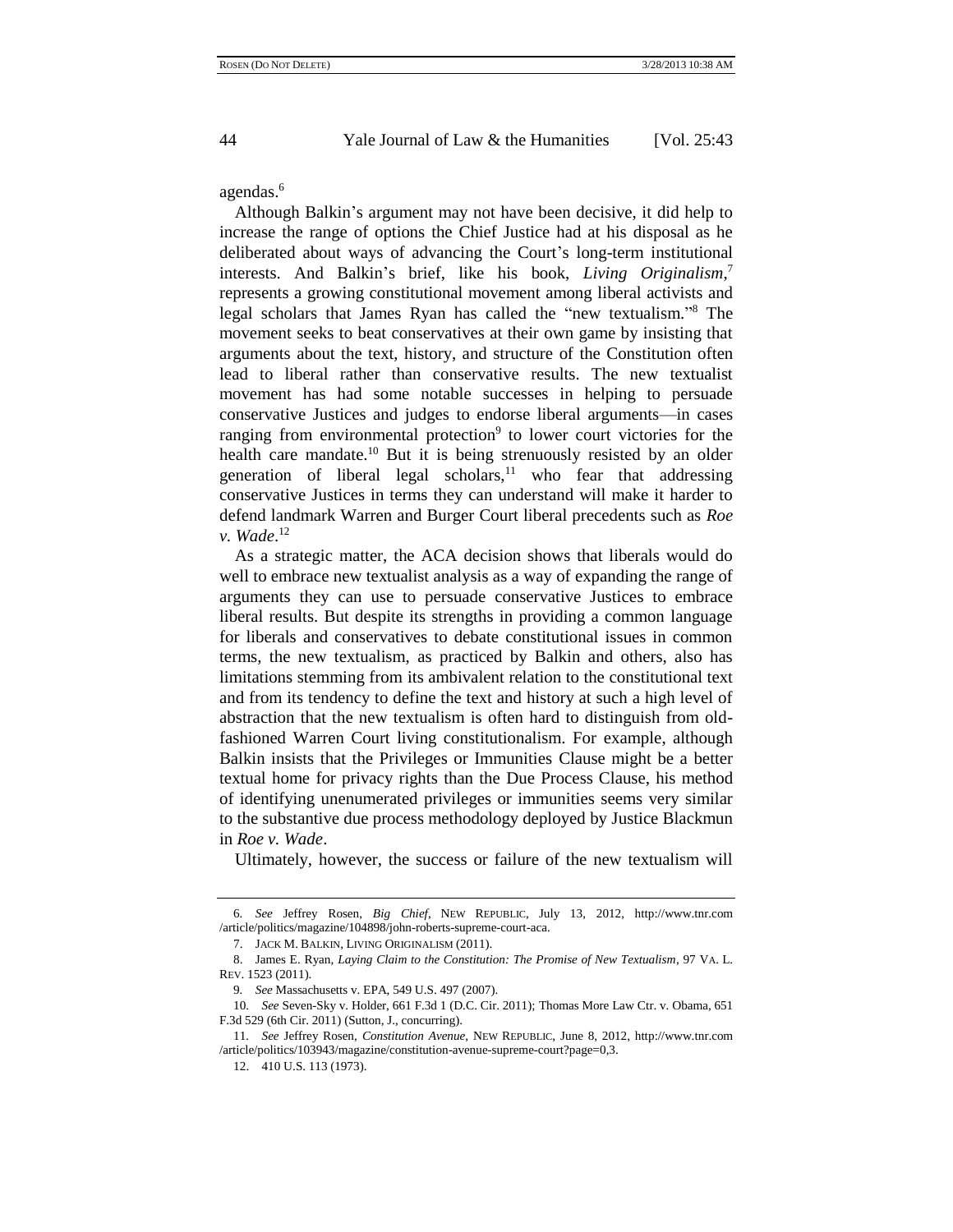agendas.[6]

Although Balkin's argument may not have been decisive, it did help to increase the range of options the Chief Justice had at his disposal as he deliberated about ways of advancing the Court's long-term institutional interests. And Balkin's brief, like his book, *Living Originalism*,[7] represents a growing constitutional movement among liberal activists and legal scholars that James Ryan has called the "new textualism."[8] The movement seeks to beat conservatives at their own game by insisting that arguments about the text, history, and structure of the Constitution often lead to liberal rather than conservative results. The new textualist movement has had some notable successes in helping to persuade conservative Justices and judges to endorse liberal arguments—in cases ranging from environmental protection[9] to lower court victories for the health care mandate.[10] But it is being strenuously resisted by an older generation of liberal legal scholars,[11] who fear that addressing conservative Justices in terms they can understand will make it harder to defend landmark Warren and Burger Court liberal precedents such as *Roe v. Wade*.[12]

As a strategic matter, the ACA decision shows that liberals would do well to embrace new textualist analysis as a way of expanding the range of arguments they can use to persuade conservative Justices to embrace liberal results. But despite its strengths in providing a common language for liberals and conservatives to debate constitutional issues in common terms, the new textualism, as practiced by Balkin and others, also has limitations stemming from its ambivalent relation to the constitutional text and from its tendency to define the text and history at such a high level of abstraction that the new textualism is often hard to distinguish from old-fashioned Warren Court living constitutionalism. For example, although Balkin insists that the Privileges or Immunities Clause might be a better textual home for privacy rights than the Due Process Clause, his method of identifying unenumerated privileges or immunities seems very similar to the substantive due process methodology deployed by Justice Blackmun in *Roe v. Wade*.

Ultimately, however, the success or failure of the new textualism will

---

6. *See* Jeffrey Rosen, *Big Chief*, NEW REPUBLIC, July 13, 2012, http://www.tnr.com/article/politics/magazine/104898/john-roberts-supreme-court-aca.

7. JACK M. BALKIN, LIVING ORIGINALISM (2011).

8. James E. Ryan, *Laying Claim to the Constitution: The Promise of New Textualism*, 97 VA. L. REV. 1523 (2011).

9. *See* Massachusetts v. EPA, 549 U.S. 497 (2007).

10. *See* Seven-Sky v. Holder, 661 F.3d 1 (D.C. Cir. 2011); Thomas More Law Ctr. v. Obama, 651 F.3d 529 (6th Cir. 2011) (Sutton, J., concurring).

11. *See* Jeffrey Rosen, *Constitution Avenue*, NEW REPUBLIC, June 8, 2012, http://www.tnr.com/article/politics/103943/magazine/constitution-avenue-supreme-court?page=0,3.

12. 410 U.S. 113 (1973).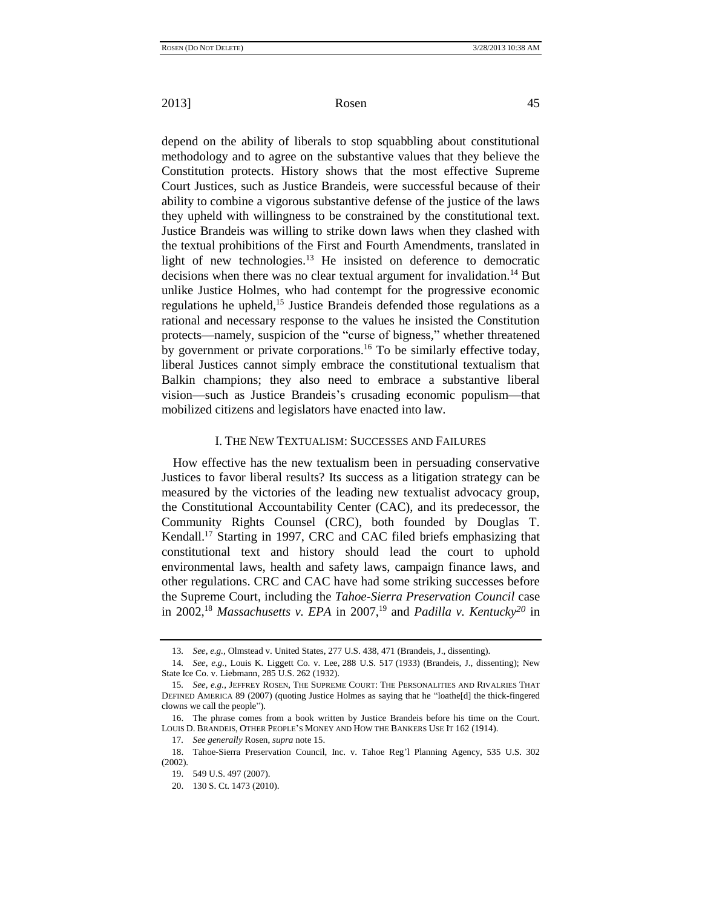depend on the ability of liberals to stop squabbling about constitutional methodology and to agree on the substantive values that they believe the Constitution protects. History shows that the most effective Supreme Court Justices, such as Justice Brandeis, were successful because of their ability to combine a vigorous substantive defense of the justice of the laws they upheld with willingness to be constrained by the constitutional text. Justice Brandeis was willing to strike down laws when they clashed with the textual prohibitions of the First and Fourth Amendments, translated in light of new technologies.[13] He insisted on deference to democratic decisions when there was no clear textual argument for invalidation.[14] But unlike Justice Holmes, who had contempt for the progressive economic regulations he upheld,[15] Justice Brandeis defended those regulations as a rational and necessary response to the values he insisted the Constitution protects—namely, suspicion of the "curse of bigness," whether threatened by government or private corporations.[16] To be similarly effective today, liberal Justices cannot simply embrace the constitutional textualism that Balkin champions; they also need to embrace a substantive liberal vision—such as Justice Brandeis's crusading economic populism—that mobilized citizens and legislators have enacted into law.

## I. The New Textualism: Successes and Failures

How effective has the new textualism been in persuading conservative Justices to favor liberal results? Its success as a litigation strategy can be measured by the victories of the leading new textualist advocacy group, the Constitutional Accountability Center (CAC), and its predecessor, the Community Rights Counsel (CRC), both founded by Douglas T. Kendall.[17] Starting in 1997, CRC and CAC filed briefs emphasizing that constitutional text and history should lead the court to uphold environmental laws, health and safety laws, campaign finance laws, and other regulations. CRC and CAC have had some striking successes before the Supreme Court, including the *Tahoe-Sierra Preservation Council* case in 2002,[18] *Massachusetts v. EPA* in 2007,[19] and *Padilla v. Kentucky*[20] in

---

13. *See, e.g.*, Olmstead v. United States, 277 U.S. 438, 471 (Brandeis, J., dissenting).

14. *See, e.g.*, Louis K. Liggett Co. v. Lee, 288 U.S. 517 (1933) (Brandeis, J., dissenting); New State Ice Co. v. Liebmann, 285 U.S. 262 (1932).

15. *See, e.g.*, JEFFREY ROSEN, THE SUPREME COURT: THE PERSONALITIES AND RIVALRIES THAT DEFINED AMERICA 89 (2007) (quoting Justice Holmes as saying that he "loathe[d] the thick-fingered clowns we call the people").

16. The phrase comes from a book written by Justice Brandeis before his time on the Court. LOUIS D. BRANDEIS, OTHER PEOPLE'S MONEY AND HOW THE BANKERS USE IT 162 (1914).

17. *See generally* Rosen, *supra* note 15.

18. Tahoe-Sierra Preservation Council, Inc. v. Tahoe Reg'l Planning Agency, 535 U.S. 302 (2002).

19. 549 U.S. 497 (2007).

20. 130 S. Ct. 1473 (2010).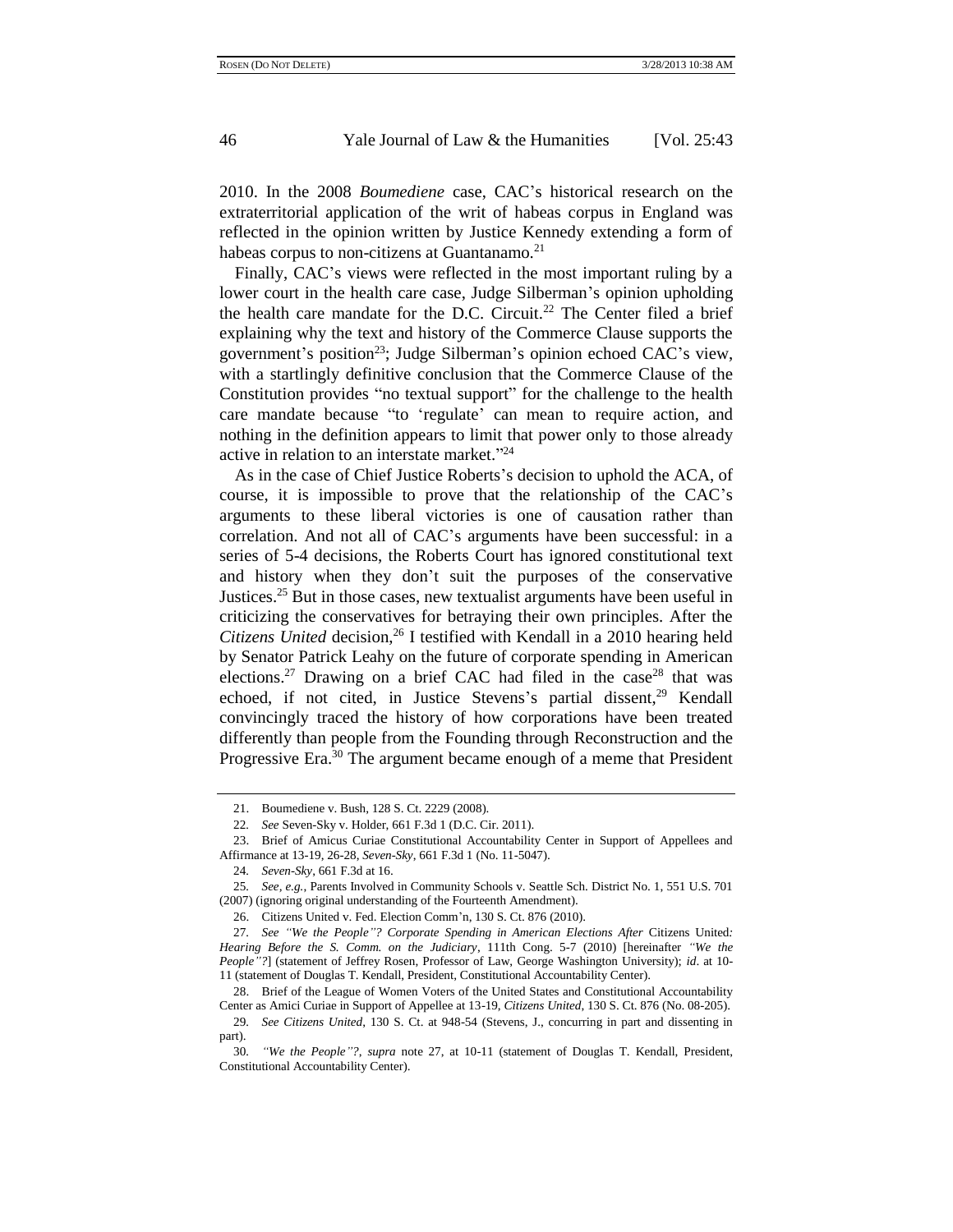2010. In the 2008 *Boumediene* case, CAC's historical research on the extraterritorial application of the writ of habeas corpus in England was reflected in the opinion written by Justice Kennedy extending a form of habeas corpus to non-citizens at Guantanamo.[21]

Finally, CAC's views were reflected in the most important ruling by a lower court in the health care case, Judge Silberman's opinion upholding the health care mandate for the D.C. Circuit.[22] The Center filed a brief explaining why the text and history of the Commerce Clause supports the government's position[23]; Judge Silberman's opinion echoed CAC's view, with a startlingly definitive conclusion that the Commerce Clause of the Constitution provides "no textual support" for the challenge to the health care mandate because "to 'regulate' can mean to require action, and nothing in the definition appears to limit that power only to those already active in relation to an interstate market."[24]

As in the case of Chief Justice Roberts's decision to uphold the ACA, of course, it is impossible to prove that the relationship of the CAC's arguments to these liberal victories is one of causation rather than correlation. And not all of CAC's arguments have been successful: in a series of 5-4 decisions, the Roberts Court has ignored constitutional text and history when they don't suit the purposes of the conservative Justices.[25] But in those cases, new textualist arguments have been useful in criticizing the conservatives for betraying their own principles. After the *Citizens United* decision,[26] I testified with Kendall in a 2010 hearing held by Senator Patrick Leahy on the future of corporate spending in American elections.[27] Drawing on a brief CAC had filed in the case[28] that was echoed, if not cited, in Justice Stevens's partial dissent,[29] Kendall convincingly traced the history of how corporations have been treated differently than people from the Founding through Reconstruction and the Progressive Era.[30] The argument became enough of a meme that President

---

21. Boumediene v. Bush, 128 S. Ct. 2229 (2008).

22. *See* Seven-Sky v. Holder, 661 F.3d 1 (D.C. Cir. 2011).

23. Brief of Amicus Curiae Constitutional Accountability Center in Support of Appellees and Affirmance at 13-19, 26-28, *Seven-Sky*, 661 F.3d 1 (No. 11-5047).

24. *Seven-Sky*, 661 F.3d at 16.

25. *See, e.g.*, Parents Involved in Community Schools v. Seattle Sch. District No. 1, 551 U.S. 701 (2007) (ignoring original understanding of the Fourteenth Amendment).

26. Citizens United v. Fed. Election Comm'n, 130 S. Ct. 876 (2010).

27. *See "We the People"? Corporate Spending in American Elections After* Citizens United*: Hearing Before the S. Comm. on the Judiciary*, 111th Cong. 5-7 (2010) [hereinafter *"We the People"?*] (statement of Jeffrey Rosen, Professor of Law, George Washington University); *id*. at 10-11 (statement of Douglas T. Kendall, President, Constitutional Accountability Center).

28. Brief of the League of Women Voters of the United States and Constitutional Accountability Center as Amici Curiae in Support of Appellee at 13-19, *Citizens United*, 130 S. Ct. 876 (No. 08-205).

29. *See Citizens United*, 130 S. Ct. at 948-54 (Stevens, J., concurring in part and dissenting in part).

30. *"We the People"?*, *supra* note 27, at 10-11 (statement of Douglas T. Kendall, President, Constitutional Accountability Center).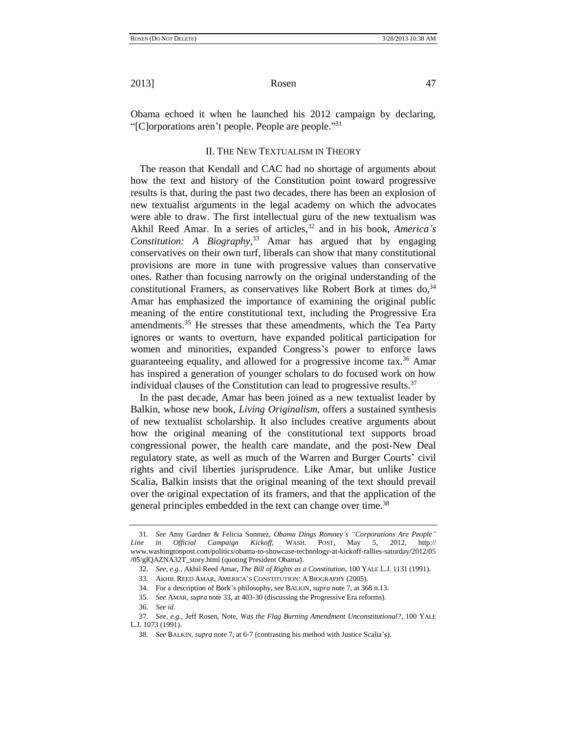Obama echoed it when he launched his 2012 campaign by declaring, "[C]orporations aren't people. People are people."[31]

## II. The New Textualism in Theory

The reason that Kendall and CAC had no shortage of arguments about how the text and history of the Constitution point toward progressive results is that, during the past two decades, there has been an explosion of new textualist arguments in the legal academy on which the advocates were able to draw. The first intellectual guru of the new textualism was Akhil Reed Amar. In a series of articles,[32] and in his book, *America's Constitution: A Biography*,[33] Amar has argued that by engaging conservatives on their own turf, liberals can show that many constitutional provisions are more in tune with progressive values than conservative ones. Rather than focusing narrowly on the original understanding of the constitutional Framers, as conservatives like Robert Bork at times do,[34] Amar has emphasized the importance of examining the original public meaning of the entire constitutional text, including the Progressive Era amendments.[35] He stresses that these amendments, which the Tea Party ignores or wants to overturn, have expanded political participation for women and minorities, expanded Congress's power to enforce laws guaranteeing equality, and allowed for a progressive income tax.[36] Amar has inspired a generation of younger scholars to do focused work on how individual clauses of the Constitution can lead to progressive results.[37]

In the past decade, Amar has been joined as a new textualist leader by Balkin, whose new book, *Living Originalism*, offers a sustained synthesis of new textualist scholarship. It also includes creative arguments about how the original meaning of the constitutional text supports broad congressional power, the health care mandate, and the post-New Deal regulatory state, as well as much of the Warren and Burger Courts' civil rights and civil liberties jurisprudence. Like Amar, but unlike Justice Scalia, Balkin insists that the original meaning of the text should prevail over the original expectation of its framers, and that the application of the general principles embedded in the text can change over time.[38]

---

31. *See* Amy Gardner & Felicia Sonmez, *Obama Dings Romney's "Corporations Are People" Line in Official Campaign Kickoff*, WASH. POST, May 5, 2012, http://www.washingtonpost.com/politics/obama-to-showcase-technology-at-kickoff-rallies-saturday/2012/05/05/gIQAZNA32T_story.html (quoting President Obama).

32. *See, e.g.*, Akhil Reed Amar, *The Bill of Rights as a Constitution*, 100 YALE L.J. 1131 (1991).

33. AKHIL REED AMAR, AMERICA'S CONSTITUTION: A BIOGRAPHY (2005).

34. For a description of Bork's philosophy, see BALKIN, *supra* note 7, at 368 n.13.

35. *See* AMAR, *supra* note 33, at 403-30 (discussing the Progressive Era reforms).

36. *See id*.

37. *See, e.g.*, Jeff Rosen, Note, *Was the Flag Burning Amendment Unconstitutional?*, 100 YALE L.J. 1073 (1991).

38. *See* BALKIN, *supra* note 7, at 6-7 (contrasting his method with Justice Scalia's).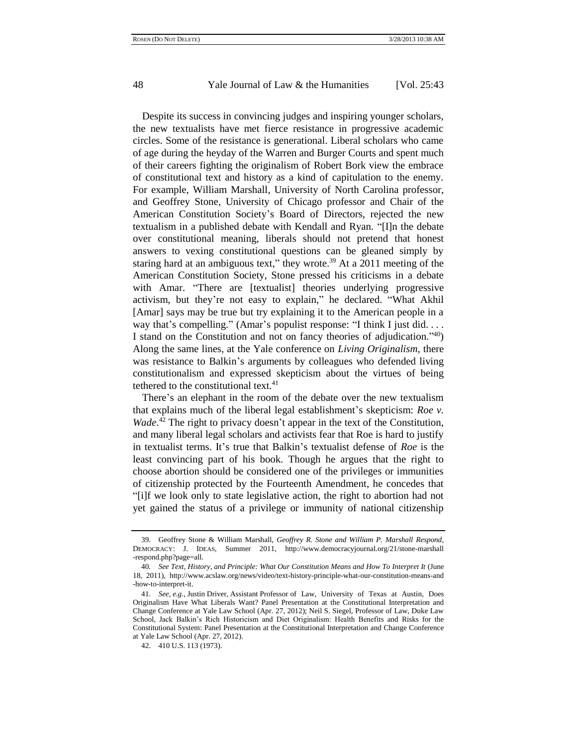Despite its success in convincing judges and inspiring younger scholars, the new textualists have met fierce resistance in progressive academic circles. Some of the resistance is generational. Liberal scholars who came of age during the heyday of the Warren and Burger Courts and spent much of their careers fighting the originalism of Robert Bork view the embrace of constitutional text and history as a kind of capitulation to the enemy. For example, William Marshall, University of North Carolina professor, and Geoffrey Stone, University of Chicago professor and Chair of the American Constitution Society's Board of Directors, rejected the new textualism in a published debate with Kendall and Ryan. "[I]n the debate over constitutional meaning, liberals should not pretend that honest answers to vexing constitutional questions can be gleaned simply by staring hard at an ambiguous text," they wrote.[39] At a 2011 meeting of the American Constitution Society, Stone pressed his criticisms in a debate with Amar. "There are [textualist] theories underlying progressive activism, but they're not easy to explain," he declared. "What Akhil [Amar] says may be true but try explaining it to the American people in a way that's compelling." (Amar's populist response: "I think I just did. . . . I stand on the Constitution and not on fancy theories of adjudication."[40]) Along the same lines, at the Yale conference on *Living Originalism*, there was resistance to Balkin's arguments by colleagues who defended living constitutionalism and expressed skepticism about the virtues of being tethered to the constitutional text.[41]

There's an elephant in the room of the debate over the new textualism that explains much of the liberal legal establishment's skepticism: *Roe v. Wade*.[42] The right to privacy doesn't appear in the text of the Constitution, and many liberal legal scholars and activists fear that Roe is hard to justify in textualist terms. It's true that Balkin's textualist defense of *Roe* is the least convincing part of his book. Though he argues that the right to choose abortion should be considered one of the privileges or immunities of citizenship protected by the Fourteenth Amendment, he concedes that "[i]f we look only to state legislative action, the right to abortion had not yet gained the status of a privilege or immunity of national citizenship

---

39. Geoffrey Stone & William Marshall, *Geoffrey R. Stone and William P. Marshall Respond*, DEMOCRACY: J. IDEAS, Summer 2011, http://www.democracyjournal.org/21/stone-marshall-respond.php?page=all.

40. *See Text, History, and Principle: What Our Constitution Means and How To Interpret It* (June 18, 2011), http://www.acslaw.org/news/video/text-history-principle-what-our-constitution-means-and-how-to-interpret-it.

41. *See, e.g.*, Justin Driver, Assistant Professor of Law, University of Texas at Austin, Does Originalism Have What Liberals Want? Panel Presentation at the Constitutional Interpretation and Change Conference at Yale Law School (Apr. 27, 2012); Neil S. Siegel, Professor of Law, Duke Law School, Jack Balkin's Rich Historicism and Diet Originalism: Health Benefits and Risks for the Constitutional System: Panel Presentation at the Constitutional Interpretation and Change Conference at Yale Law School (Apr. 27, 2012).

42. 410 U.S. 113 (1973).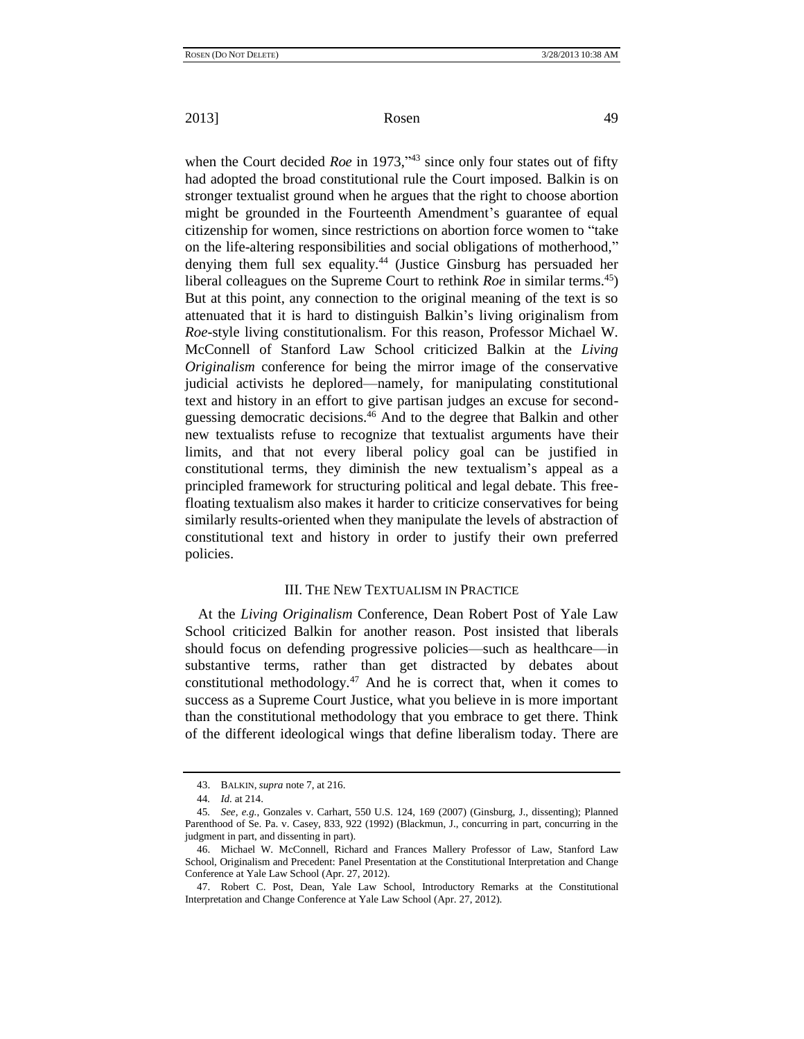when the Court decided *Roe* in 1973,"[43] since only four states out of fifty had adopted the broad constitutional rule the Court imposed. Balkin is on stronger textualist ground when he argues that the right to choose abortion might be grounded in the Fourteenth Amendment's guarantee of equal citizenship for women, since restrictions on abortion force women to "take on the life-altering responsibilities and social obligations of motherhood," denying them full sex equality.[44] (Justice Ginsburg has persuaded her liberal colleagues on the Supreme Court to rethink *Roe* in similar terms.[45]) But at this point, any connection to the original meaning of the text is so attenuated that it is hard to distinguish Balkin's living originalism from *Roe*-style living constitutionalism. For this reason, Professor Michael W. McConnell of Stanford Law School criticized Balkin at the *Living Originalism* conference for being the mirror image of the conservative judicial activists he deplored—namely, for manipulating constitutional text and history in an effort to give partisan judges an excuse for second-guessing democratic decisions.[46] And to the degree that Balkin and other new textualists refuse to recognize that textualist arguments have their limits, and that not every liberal policy goal can be justified in constitutional terms, they diminish the new textualism's appeal as a principled framework for structuring political and legal debate. This free-floating textualism also makes it harder to criticize conservatives for being similarly results-oriented when they manipulate the levels of abstraction of constitutional text and history in order to justify their own preferred policies.

## III. THE NEW TEXTUALISM IN PRACTICE

At the *Living Originalism* Conference, Dean Robert Post of Yale Law School criticized Balkin for another reason. Post insisted that liberals should focus on defending progressive policies—such as healthcare—in substantive terms, rather than get distracted by debates about constitutional methodology.[47] And he is correct that, when it comes to success as a Supreme Court Justice, what you believe in is more important than the constitutional methodology that you embrace to get there. Think of the different ideological wings that define liberalism today. There are

---

43. BALKIN, *supra* note 7, at 216.

44. *Id.* at 214.

45. *See, e.g.*, Gonzales v. Carhart, 550 U.S. 124, 169 (2007) (Ginsburg, J., dissenting); Planned Parenthood of Se. Pa. v. Casey, 833, 922 (1992) (Blackmun, J., concurring in part, concurring in the judgment in part, and dissenting in part).

46. Michael W. McConnell, Richard and Frances Mallery Professor of Law, Stanford Law School, Originalism and Precedent: Panel Presentation at the Constitutional Interpretation and Change Conference at Yale Law School (Apr. 27, 2012).

47. Robert C. Post, Dean, Yale Law School, Introductory Remarks at the Constitutional Interpretation and Change Conference at Yale Law School (Apr. 27, 2012).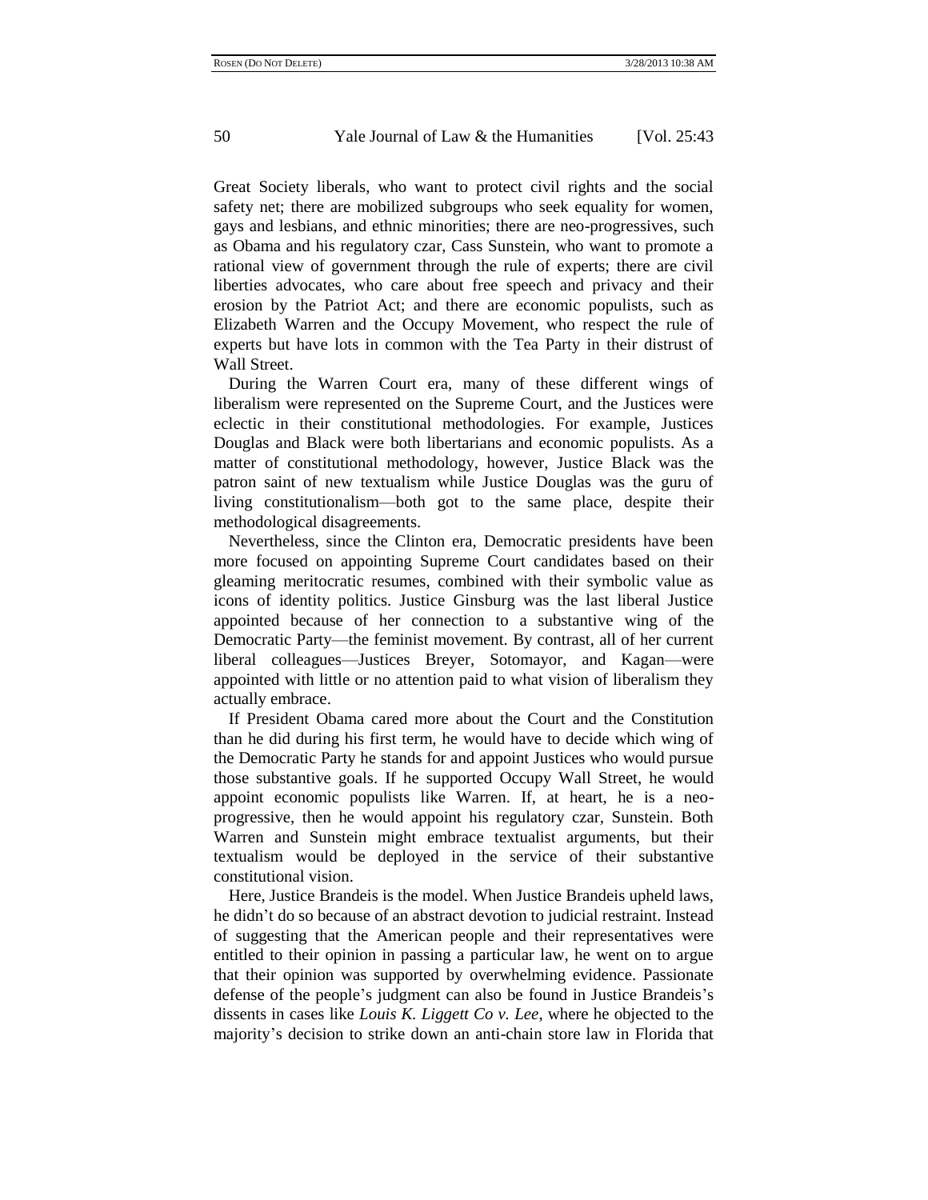Great Society liberals, who want to protect civil rights and the social safety net; there are mobilized subgroups who seek equality for women, gays and lesbians, and ethnic minorities; there are neo-progressives, such as Obama and his regulatory czar, Cass Sunstein, who want to promote a rational view of government through the rule of experts; there are civil liberties advocates, who care about free speech and privacy and their erosion by the Patriot Act; and there are economic populists, such as Elizabeth Warren and the Occupy Movement, who respect the rule of experts but have lots in common with the Tea Party in their distrust of Wall Street.

During the Warren Court era, many of these different wings of liberalism were represented on the Supreme Court, and the Justices were eclectic in their constitutional methodologies. For example, Justices Douglas and Black were both libertarians and economic populists. As a matter of constitutional methodology, however, Justice Black was the patron saint of new textualism while Justice Douglas was the guru of living constitutionalism—both got to the same place, despite their methodological disagreements.

Nevertheless, since the Clinton era, Democratic presidents have been more focused on appointing Supreme Court candidates based on their gleaming meritocratic resumes, combined with their symbolic value as icons of identity politics. Justice Ginsburg was the last liberal Justice appointed because of her connection to a substantive wing of the Democratic Party—the feminist movement. By contrast, all of her current liberal colleagues—Justices Breyer, Sotomayor, and Kagan—were appointed with little or no attention paid to what vision of liberalism they actually embrace.

If President Obama cared more about the Court and the Constitution than he did during his first term, he would have to decide which wing of the Democratic Party he stands for and appoint Justices who would pursue those substantive goals. If he supported Occupy Wall Street, he would appoint economic populists like Warren. If, at heart, he is a neo-progressive, then he would appoint his regulatory czar, Sunstein. Both Warren and Sunstein might embrace textualist arguments, but their textualism would be deployed in the service of their substantive constitutional vision.

Here, Justice Brandeis is the model. When Justice Brandeis upheld laws, he didn't do so because of an abstract devotion to judicial restraint. Instead of suggesting that the American people and their representatives were entitled to their opinion in passing a particular law, he went on to argue that their opinion was supported by overwhelming evidence. Passionate defense of the people's judgment can also be found in Justice Brandeis's dissents in cases like *Louis K. Liggett Co v. Lee*, where he objected to the majority's decision to strike down an anti-chain store law in Florida that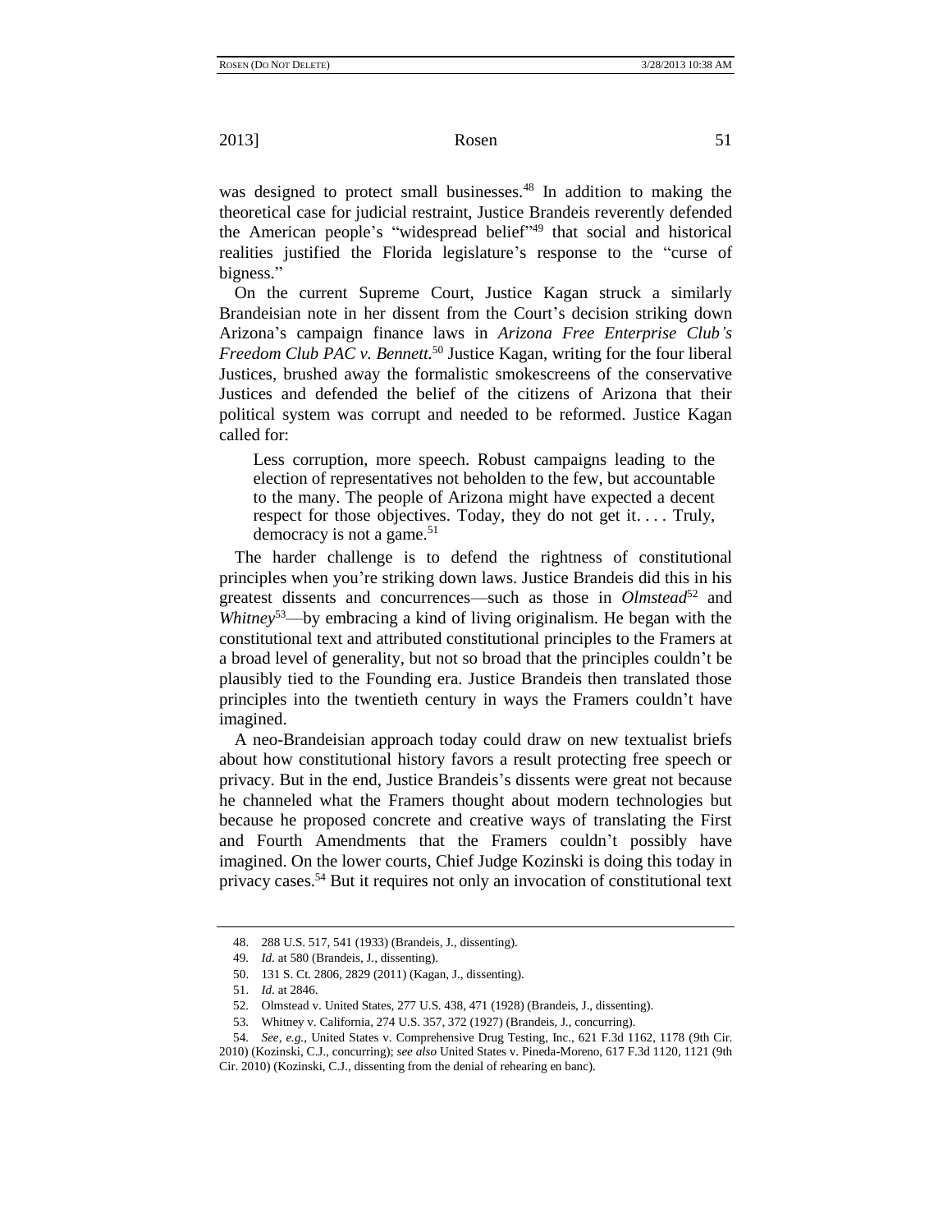was designed to protect small businesses.[48] In addition to making the theoretical case for judicial restraint, Justice Brandeis reverently defended the American people's "widespread belief"[49] that social and historical realities justified the Florida legislature's response to the "curse of bigness."

On the current Supreme Court, Justice Kagan struck a similarly Brandeisian note in her dissent from the Court's decision striking down Arizona's campaign finance laws in *Arizona Free Enterprise Club's Freedom Club PAC v. Bennett.*[50] Justice Kagan, writing for the four liberal Justices, brushed away the formalistic smokescreens of the conservative Justices and defended the belief of the citizens of Arizona that their political system was corrupt and needed to be reformed. Justice Kagan called for:

> Less corruption, more speech. Robust campaigns leading to the election of representatives not beholden to the few, but accountable to the many. The people of Arizona might have expected a decent respect for those objectives. Today, they do not get it. . . . Truly, democracy is not a game.[51]

The harder challenge is to defend the rightness of constitutional principles when you're striking down laws. Justice Brandeis did this in his greatest dissents and concurrences—such as those in *Olmstead*[52] and *Whitney*[53]—by embracing a kind of living originalism. He began with the constitutional text and attributed constitutional principles to the Framers at a broad level of generality, but not so broad that the principles couldn't be plausibly tied to the Founding era. Justice Brandeis then translated those principles into the twentieth century in ways the Framers couldn't have imagined.

A neo-Brandeisian approach today could draw on new textualist briefs about how constitutional history favors a result protecting free speech or privacy. But in the end, Justice Brandeis's dissents were great not because he channeled what the Framers thought about modern technologies but because he proposed concrete and creative ways of translating the First and Fourth Amendments that the Framers couldn't possibly have imagined. On the lower courts, Chief Judge Kozinski is doing this today in privacy cases.[54] But it requires not only an invocation of constitutional text

---

48. 288 U.S. 517, 541 (1933) (Brandeis, J., dissenting).

49. *Id.* at 580 (Brandeis, J., dissenting).

50. 131 S. Ct. 2806, 2829 (2011) (Kagan, J., dissenting).

51. *Id.* at 2846.

52. Olmstead v. United States, 277 U.S. 438, 471 (1928) (Brandeis, J., dissenting).

53. Whitney v. California, 274 U.S. 357, 372 (1927) (Brandeis, J., concurring).

54. *See, e.g.*, United States v. Comprehensive Drug Testing, Inc., 621 F.3d 1162, 1178 (9th Cir. 2010) (Kozinski, C.J., concurring); *see also* United States v. Pineda-Moreno, 617 F.3d 1120, 1121 (9th Cir. 2010) (Kozinski, C.J., dissenting from the denial of rehearing en banc).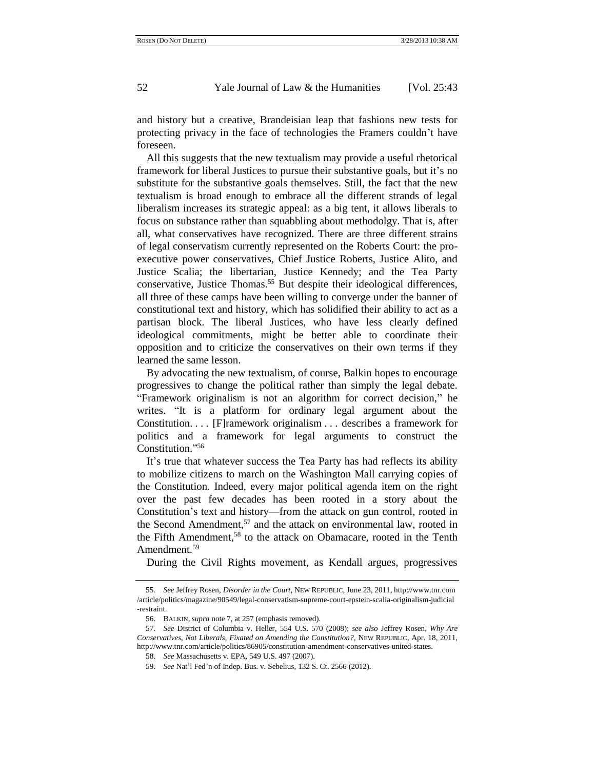and history but a creative, Brandeisian leap that fashions new tests for protecting privacy in the face of technologies the Framers couldn't have foreseen.

All this suggests that the new textualism may provide a useful rhetorical framework for liberal Justices to pursue their substantive goals, but it's no substitute for the substantive goals themselves. Still, the fact that the new textualism is broad enough to embrace all the different strands of legal liberalism increases its strategic appeal: as a big tent, it allows liberals to focus on substance rather than squabbling about methodolgy. That is, after all, what conservatives have recognized. There are three different strains of legal conservatism currently represented on the Roberts Court: the pro-executive power conservatives, Chief Justice Roberts, Justice Alito, and Justice Scalia; the libertarian, Justice Kennedy; and the Tea Party conservative, Justice Thomas.[55] But despite their ideological differences, all three of these camps have been willing to converge under the banner of constitutional text and history, which has solidified their ability to act as a partisan block. The liberal Justices, who have less clearly defined ideological commitments, might be better able to coordinate their opposition and to criticize the conservatives on their own terms if they learned the same lesson.

By advocating the new textualism, of course, Balkin hopes to encourage progressives to change the political rather than simply the legal debate. "Framework originalism is not an algorithm for correct decision," he writes. "It is a platform for ordinary legal argument about the Constitution. . . . [F]ramework originalism . . . describes a framework for politics and a framework for legal arguments to construct the Constitution."[56]

It's true that whatever success the Tea Party has had reflects its ability to mobilize citizens to march on the Washington Mall carrying copies of the Constitution. Indeed, every major political agenda item on the right over the past few decades has been rooted in a story about the Constitution's text and history—from the attack on gun control, rooted in the Second Amendment,[57] and the attack on environmental law, rooted in the Fifth Amendment,[58] to the attack on Obamacare, rooted in the Tenth Amendment.[59]

During the Civil Rights movement, as Kendall argues, progressives

---

55. *See* Jeffrey Rosen, *Disorder in the Court*, NEW REPUBLIC, June 23, 2011, http://www.tnr.com/article/politics/magazine/90549/legal-conservatism-supreme-court-epstein-scalia-originalism-judicial-restraint.

56. BALKIN, *supra* note 7, at 257 (emphasis removed).

57. *See* District of Columbia v. Heller, 554 U.S. 570 (2008); *see also* Jeffrey Rosen, *Why Are Conservatives, Not Liberals, Fixated on Amending the Constitution?*, NEW REPUBLIC, Apr. 18, 2011, http://www.tnr.com/article/politics/86905/constitution-amendment-conservatives-united-states.

58. *See* Massachusetts v. EPA, 549 U.S. 497 (2007).

59. *See* Nat'l Fed'n of Indep. Bus. v. Sebelius, 132 S. Ct. 2566 (2012).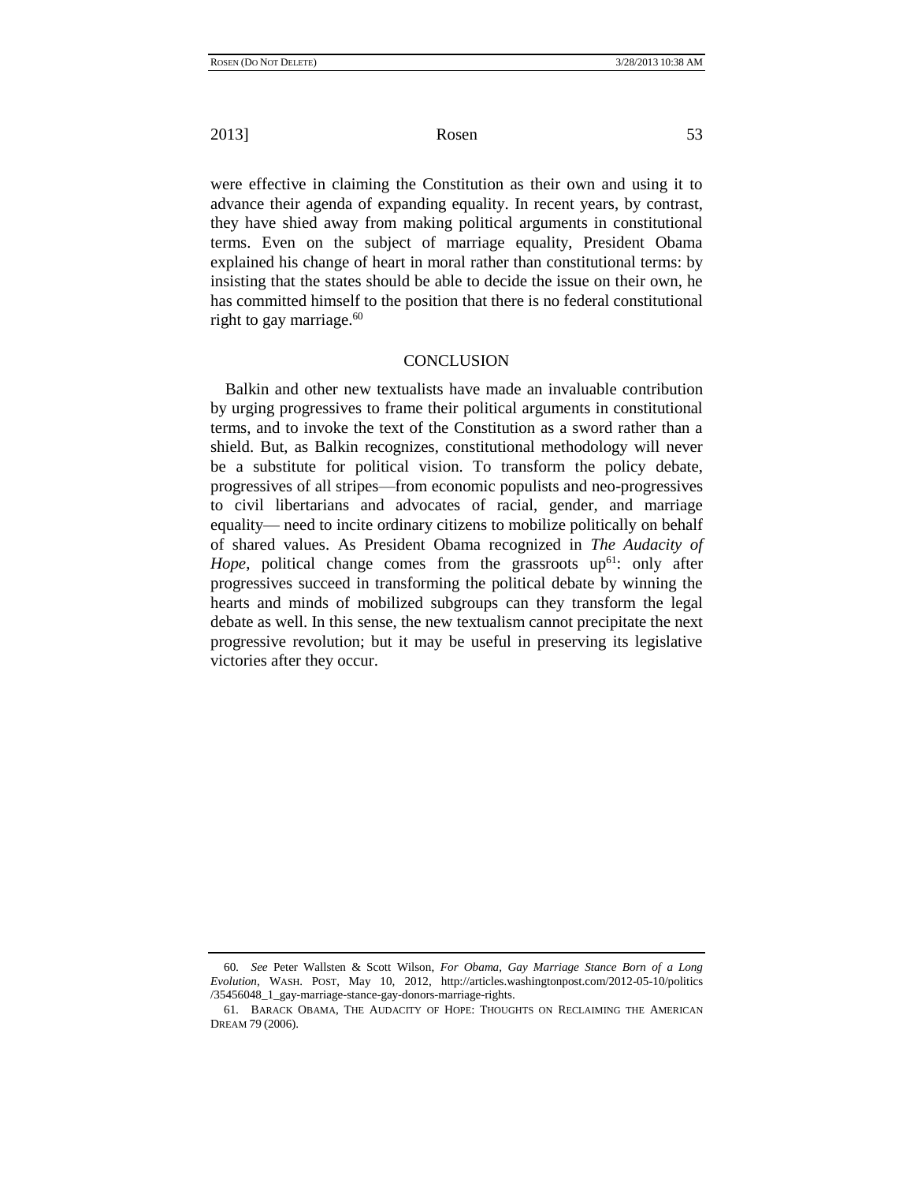were effective in claiming the Constitution as their own and using it to advance their agenda of expanding equality. In recent years, by contrast, they have shied away from making political arguments in constitutional terms. Even on the subject of marriage equality, President Obama explained his change of heart in moral rather than constitutional terms: by insisting that the states should be able to decide the issue on their own, he has committed himself to the position that there is no federal constitutional right to gay marriage.[60]

## CONCLUSION

Balkin and other new textualists have made an invaluable contribution by urging progressives to frame their political arguments in constitutional terms, and to invoke the text of the Constitution as a sword rather than a shield. But, as Balkin recognizes, constitutional methodology will never be a substitute for political vision. To transform the policy debate, progressives of all stripes—from economic populists and neo-progressives to civil libertarians and advocates of racial, gender, and marriage equality— need to incite ordinary citizens to mobilize politically on behalf of shared values. As President Obama recognized in *The Audacity of Hope*, political change comes from the grassroots up[61]: only after progressives succeed in transforming the political debate by winning the hearts and minds of mobilized subgroups can they transform the legal debate as well. In this sense, the new textualism cannot precipitate the next progressive revolution; but it may be useful in preserving its legislative victories after they occur.

---

60. *See* Peter Wallsten & Scott Wilson, *For Obama, Gay Marriage Stance Born of a Long Evolution*, WASH. POST, May 10, 2012, http://articles.washingtonpost.com/2012-05-10/politics/35456048_1_gay-marriage-stance-gay-donors-marriage-rights.

61. BARACK OBAMA, THE AUDACITY OF HOPE: THOUGHTS ON RECLAIMING THE AMERICAN DREAM 79 (2006).